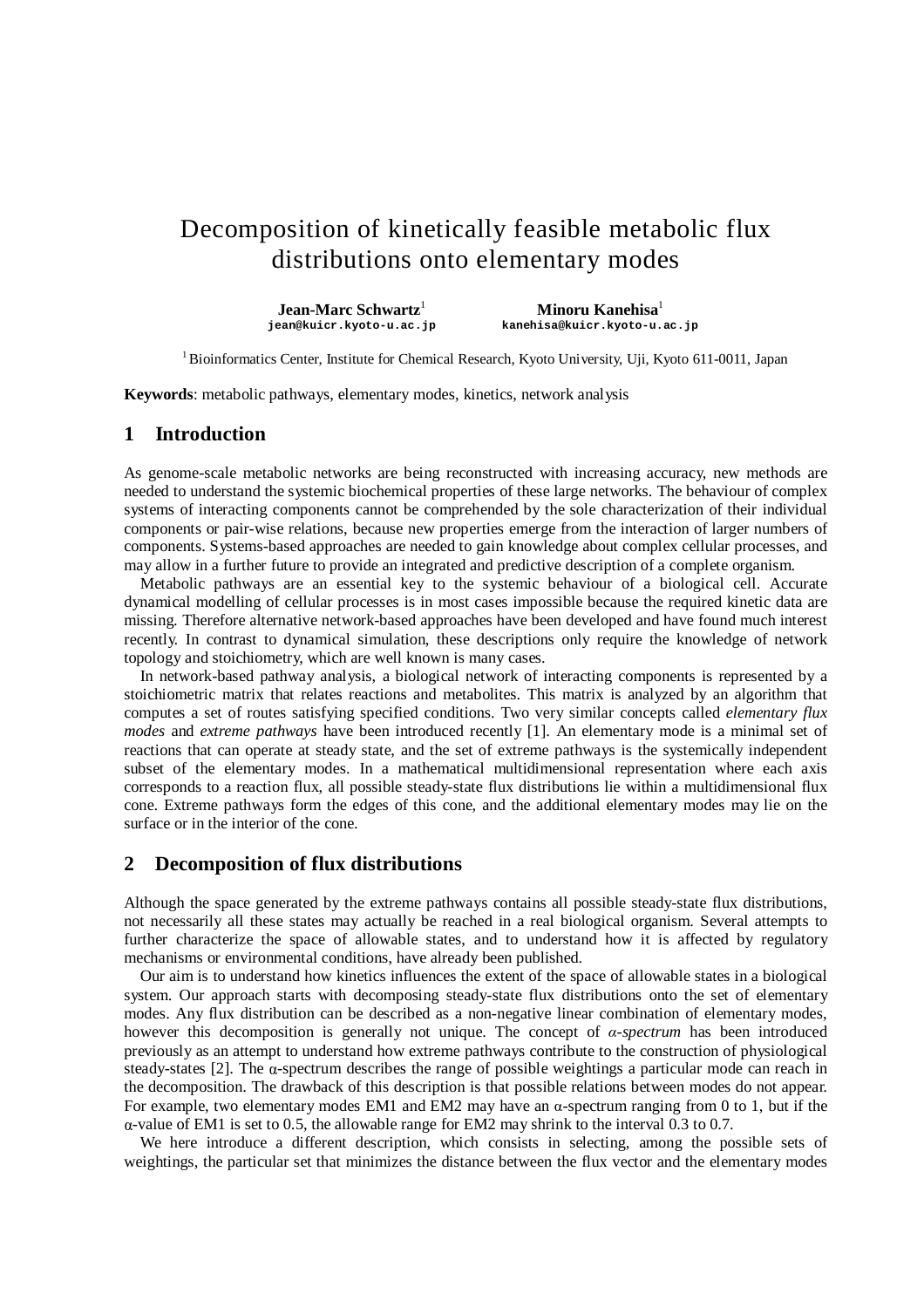# Decomposition of kinetically feasible metabolic flux distributions onto elementary modes

**Jean-Marc Schwartz**[1]
jean@kuicr.kyoto-u.ac.jp

**Minoru Kanehisa**[1]
kanehisa@kuicr.kyoto-u.ac.jp

[1] Bioinformatics Center, Institute for Chemical Research, Kyoto University, Uji, Kyoto 611-0011, Japan

**Keywords**: metabolic pathways, elementary modes, kinetics, network analysis

## 1 Introduction

As genome-scale metabolic networks are being reconstructed with increasing accuracy, new methods are needed to understand the systemic biochemical properties of these large networks. The behaviour of complex systems of interacting components cannot be comprehended by the sole characterization of their individual components or pair-wise relations, because new properties emerge from the interaction of larger numbers of components. Systems-based approaches are needed to gain knowledge about complex cellular processes, and may allow in a further future to provide an integrated and predictive description of a complete organism.

Metabolic pathways are an essential key to the systemic behaviour of a biological cell. Accurate dynamical modelling of cellular processes is in most cases impossible because the required kinetic data are missing. Therefore alternative network-based approaches have been developed and have found much interest recently. In contrast to dynamical simulation, these descriptions only require the knowledge of network topology and stoichiometry, which are well known is many cases.

In network-based pathway analysis, a biological network of interacting components is represented by a stoichiometric matrix that relates reactions and metabolites. This matrix is analyzed by an algorithm that computes a set of routes satisfying specified conditions. Two very similar concepts called *elementary flux modes* and *extreme pathways* have been introduced recently [1]. An elementary mode is a minimal set of reactions that can operate at steady state, and the set of extreme pathways is the systemically independent subset of the elementary modes. In a mathematical multidimensional representation where each axis corresponds to a reaction flux, all possible steady-state flux distributions lie within a multidimensional flux cone. Extreme pathways form the edges of this cone, and the additional elementary modes may lie on the surface or in the interior of the cone.

## 2 Decomposition of flux distributions

Although the space generated by the extreme pathways contains all possible steady-state flux distributions, not necessarily all these states may actually be reached in a real biological organism. Several attempts to further characterize the space of allowable states, and to understand how it is affected by regulatory mechanisms or environmental conditions, have already been published.

Our aim is to understand how kinetics influences the extent of the space of allowable states in a biological system. Our approach starts with decomposing steady-state flux distributions onto the set of elementary modes. Any flux distribution can be described as a non-negative linear combination of elementary modes, however this decomposition is generally not unique. The concept of *α-spectrum* has been introduced previously as an attempt to understand how extreme pathways contribute to the construction of physiological steady-states [2]. The α-spectrum describes the range of possible weightings a particular mode can reach in the decomposition. The drawback of this description is that possible relations between modes do not appear. For example, two elementary modes EM1 and EM2 may have an α-spectrum ranging from 0 to 1, but if the α-value of EM1 is set to 0.5, the allowable range for EM2 may shrink to the interval 0.3 to 0.7.

We here introduce a different description, which consists in selecting, among the possible sets of weightings, the particular set that minimizes the distance between the flux vector and the elementary modes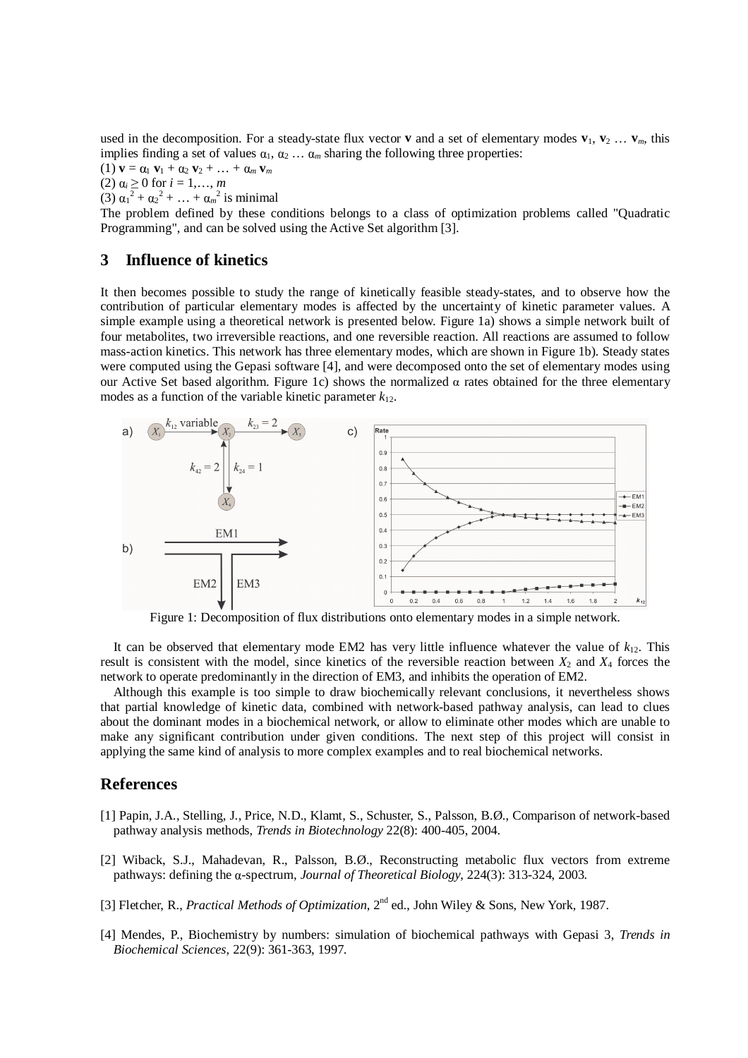used in the decomposition. For a steady-state flux vector $\mathbf{v}$ and a set of elementary modes $\mathbf{v}_1, \mathbf{v}_2 \ldots \mathbf{v}_m$, this implies finding a set of values $\alpha_1, \alpha_2 \ldots \alpha_m$ sharing the following three properties:

(1) $\mathbf{v} = \alpha_1 \mathbf{v}_1 + \alpha_2 \mathbf{v}_2 + \ldots + \alpha_m \mathbf{v}_m$

(2) $\alpha_i \geq 0$ for $i = 1, \ldots, m$

(3) $\alpha_1^2 + \alpha_2^2 + \ldots + \alpha_m^2$ is minimal

The problem defined by these conditions belongs to a class of optimization problems called "Quadratic Programming", and can be solved using the Active Set algorithm [3].

## 3 Influence of kinetics

It then becomes possible to study the range of kinetically feasible steady-states, and to observe how the contribution of particular elementary modes is affected by the uncertainty of kinetic parameter values. A simple example using a theoretical network is presented below. Figure 1a) shows a simple network built of four metabolites, two irreversible reactions, and one reversible reaction. All reactions are assumed to follow mass-action kinetics. This network has three elementary modes, which are shown in Figure 1b). Steady states were computed using the Gepasi software [4], and were decomposed onto the set of elementary modes using our Active Set based algorithm. Figure 1c) shows the normalized $\alpha$ rates obtained for the three elementary modes as a function of the variable kinetic parameter $k_{12}$.

a) $X_1$ — $k_{12}$ variable → $X_2$ — $k_{23} = 2$ → $X_3$; $X_2$ ⇄ $X_4$: $k_{42} = 2$, $k_{24} = 1$

b) EM1, EM2, EM3

c) Rate; EM1, EM2, EM3; $k_{12}$

0, 0.1, 0.2, 0.3, 0.4, 0.5, 0.6, 0.7, 0.8, 0.9, 1

0, 0.2, 0.4, 0.6, 0.8, 1, 1.2, 1.4, 1.6, 1.8, 2

Figure 1: Decomposition of flux distributions onto elementary modes in a simple network.

It can be observed that elementary mode EM2 has very little influence whatever the value of $k_{12}$. This result is consistent with the model, since kinetics of the reversible reaction between $X_2$ and $X_4$ forces the network to operate predominantly in the direction of EM3, and inhibits the operation of EM2.

Although this example is too simple to draw biochemically relevant conclusions, it nevertheless shows that partial knowledge of kinetic data, combined with network-based pathway analysis, can lead to clues about the dominant modes in a biochemical network, or allow to eliminate other modes which are unable to make any significant contribution under given conditions. The next step of this project will consist in applying the same kind of analysis to more complex examples and to real biochemical networks.

## References

[1] Papin, J.A., Stelling, J., Price, N.D., Klamt, S., Schuster, S., Palsson, B.Ø., Comparison of network-based pathway analysis methods, *Trends in Biotechnology* 22(8): 400-405, 2004.

[2] Wiback, S.J., Mahadevan, R., Palsson, B.Ø., Reconstructing metabolic flux vectors from extreme pathways: defining the $\alpha$-spectrum, *Journal of Theoretical Biology*, 224(3): 313-324, 2003.

[3] Fletcher, R., *Practical Methods of Optimization*, 2nd ed., John Wiley & Sons, New York, 1987.

[4] Mendes, P., Biochemistry by numbers: simulation of biochemical pathways with Gepasi 3, *Trends in Biochemical Sciences*, 22(9): 361-363, 1997.